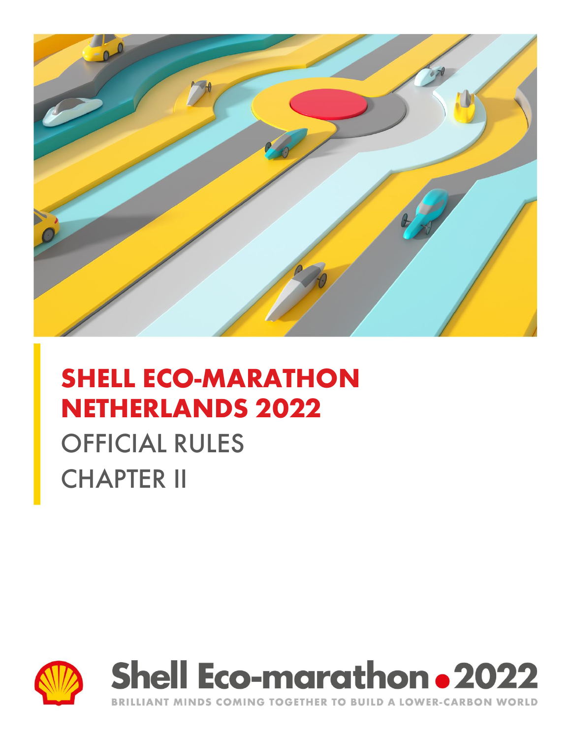# SHELL ECO-MARATHON NETHERLANDS 2022

## OFFICIAL RULES CHAPTER II

Shell Eco-marathon 2022

BRILLIANT MINDS COMING TOGETHER TO BUILD A LOWER-CARBON WORLD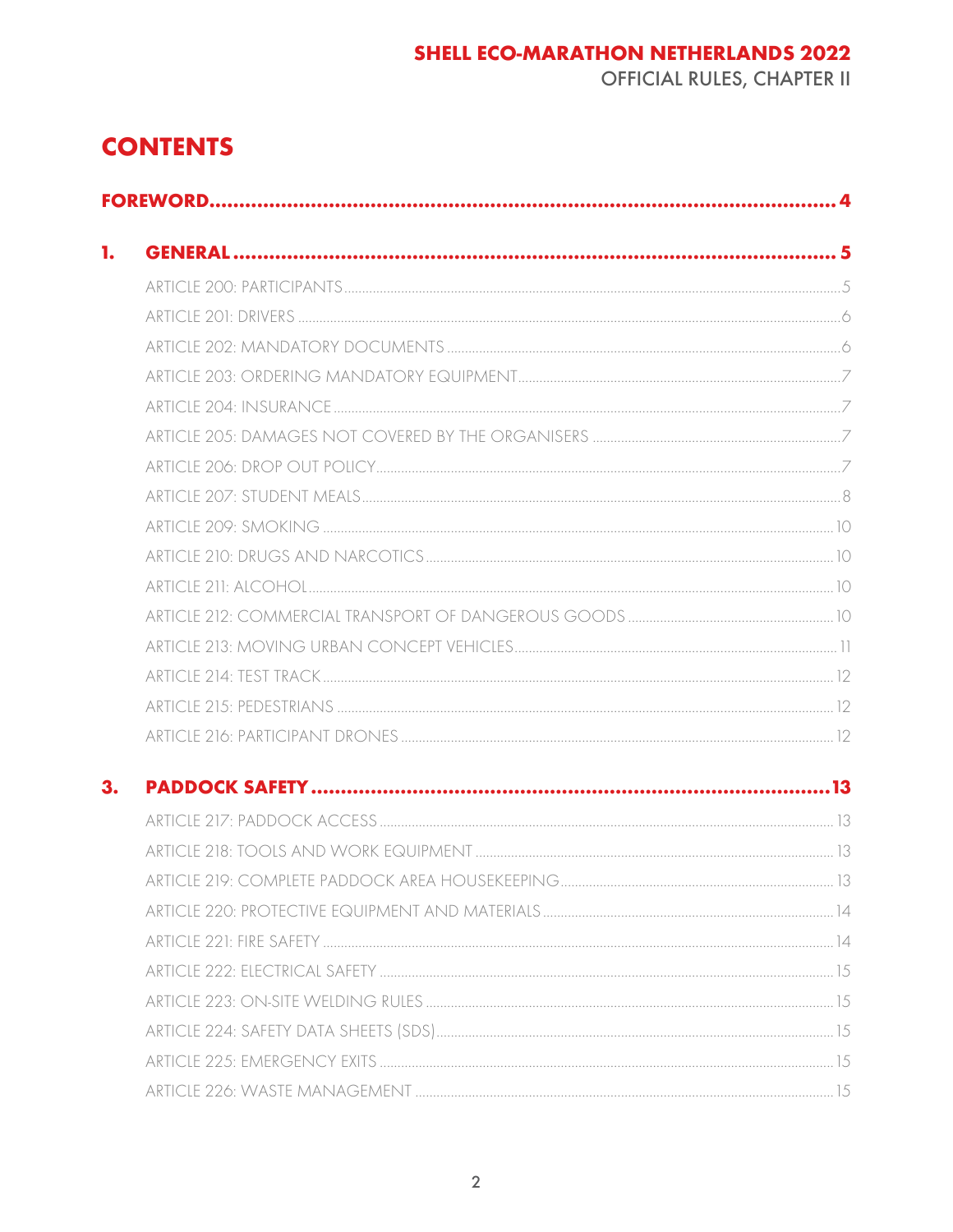# CONTENTS

**FOREWORD** ........ 4

**1. GENERAL** ........ 5

- ARTICLE 200: PARTICIPANTS ........ 5
- ARTICLE 201: DRIVERS ........ 6
- ARTICLE 202: MANDATORY DOCUMENTS ........ 6
- ARTICLE 203: ORDERING MANDATORY EQUIPMENT ........ 7
- ARTICLE 204: INSURANCE ........ 7
- ARTICLE 205: DAMAGES NOT COVERED BY THE ORGANISERS ........ 7
- ARTICLE 206: DROP OUT POLICY ........ 7
- ARTICLE 207: STUDENT MEALS ........ 8
- ARTICLE 209: SMOKING ........ 10
- ARTICLE 210: DRUGS AND NARCOTICS ........ 10
- ARTICLE 211: ALCOHOL ........ 10
- ARTICLE 212: COMMERCIAL TRANSPORT OF DANGEROUS GOODS ........ 10
- ARTICLE 213: MOVING URBAN CONCEPT VEHICLES ........ 11
- ARTICLE 214: TEST TRACK ........ 12
- ARTICLE 215: PEDESTRIANS ........ 12
- ARTICLE 216: PARTICIPANT DRONES ........ 12

**3. PADDOCK SAFETY** ........ 13

- ARTICLE 217: PADDOCK ACCESS ........ 13
- ARTICLE 218: TOOLS AND WORK EQUIPMENT ........ 13
- ARTICLE 219: COMPLETE PADDOCK AREA HOUSEKEEPING ........ 13
- ARTICLE 220: PROTECTIVE EQUIPMENT AND MATERIALS ........ 14
- ARTICLE 221: FIRE SAFETY ........ 14
- ARTICLE 222: ELECTRICAL SAFETY ........ 15
- ARTICLE 223: ON-SITE WELDING RULES ........ 15
- ARTICLE 224: SAFETY DATA SHEETS (SDS) ........ 15
- ARTICLE 225: EMERGENCY EXITS ........ 15
- ARTICLE 226: WASTE MANAGEMENT ........ 15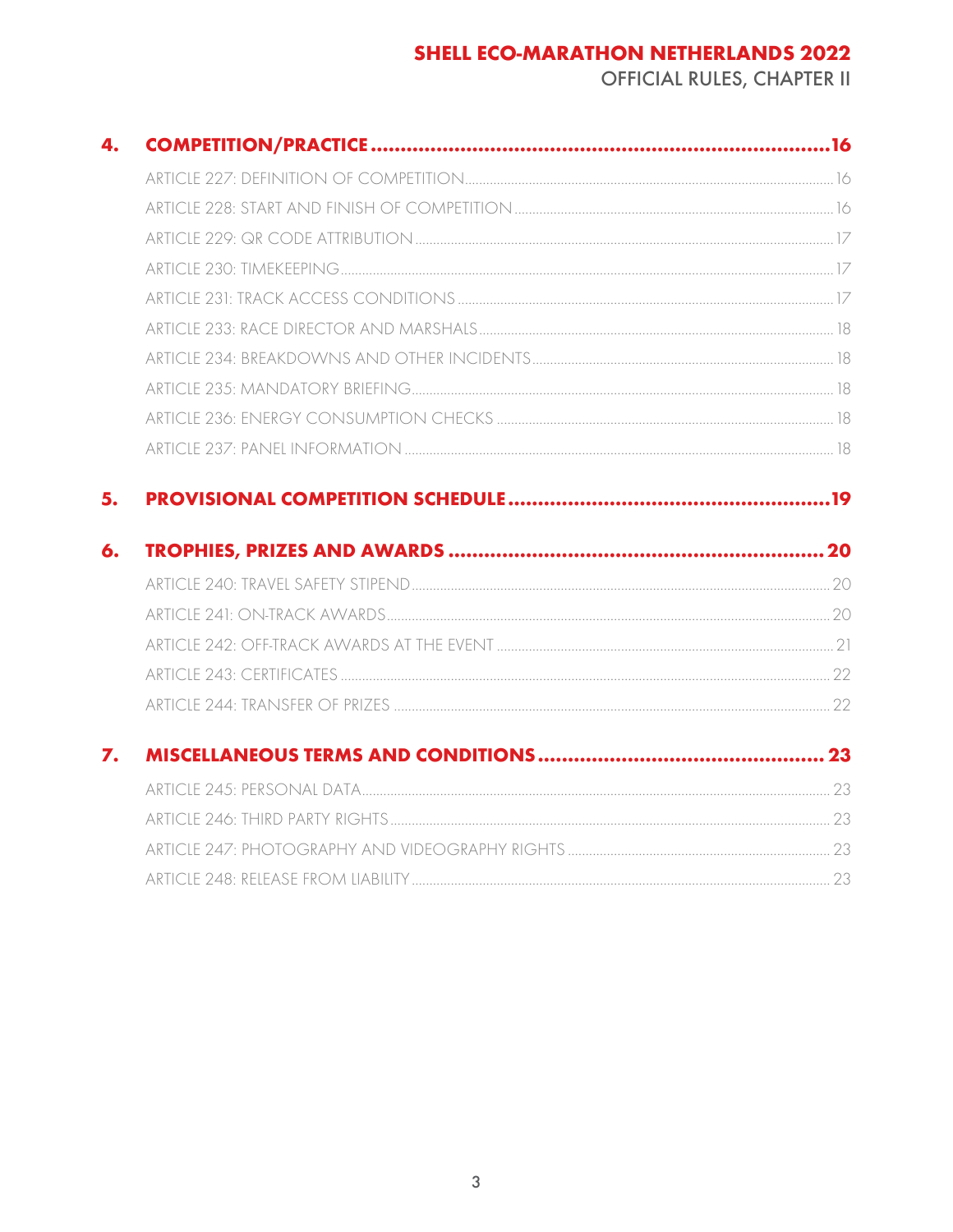4. **COMPETITION/PRACTICE** ... 16

ARTICLE 227: DEFINITION OF COMPETITION ... 16

ARTICLE 228: START AND FINISH OF COMPETITION ... 16

ARTICLE 229: QR CODE ATTRIBUTION ... 17

ARTICLE 230: TIMEKEEPING ... 17

ARTICLE 231: TRACK ACCESS CONDITIONS ... 17

ARTICLE 233: RACE DIRECTOR AND MARSHALS ... 18

ARTICLE 234: BREAKDOWNS AND OTHER INCIDENTS ... 18

ARTICLE 235: MANDATORY BRIEFING ... 18

ARTICLE 236: ENERGY CONSUMPTION CHECKS ... 18

ARTICLE 237: PANEL INFORMATION ... 18

5. **PROVISIONAL COMPETITION SCHEDULE** ... 19

6. **TROPHIES, PRIZES AND AWARDS** ... 20

ARTICLE 240: TRAVEL SAFETY STIPEND ... 20

ARTICLE 241: ON-TRACK AWARDS ... 20

ARTICLE 242: OFF-TRACK AWARDS AT THE EVENT ... 21

ARTICLE 243: CERTIFICATES ... 22

ARTICLE 244: TRANSFER OF PRIZES ... 22

7. **MISCELLANEOUS TERMS AND CONDITIONS** ... 23

ARTICLE 245: PERSONAL DATA ... 23

ARTICLE 246: THIRD PARTY RIGHTS ... 23

ARTICLE 247: PHOTOGRAPHY AND VIDEOGRAPHY RIGHTS ... 23

ARTICLE 248: RELEASE FROM LIABILITY ... 23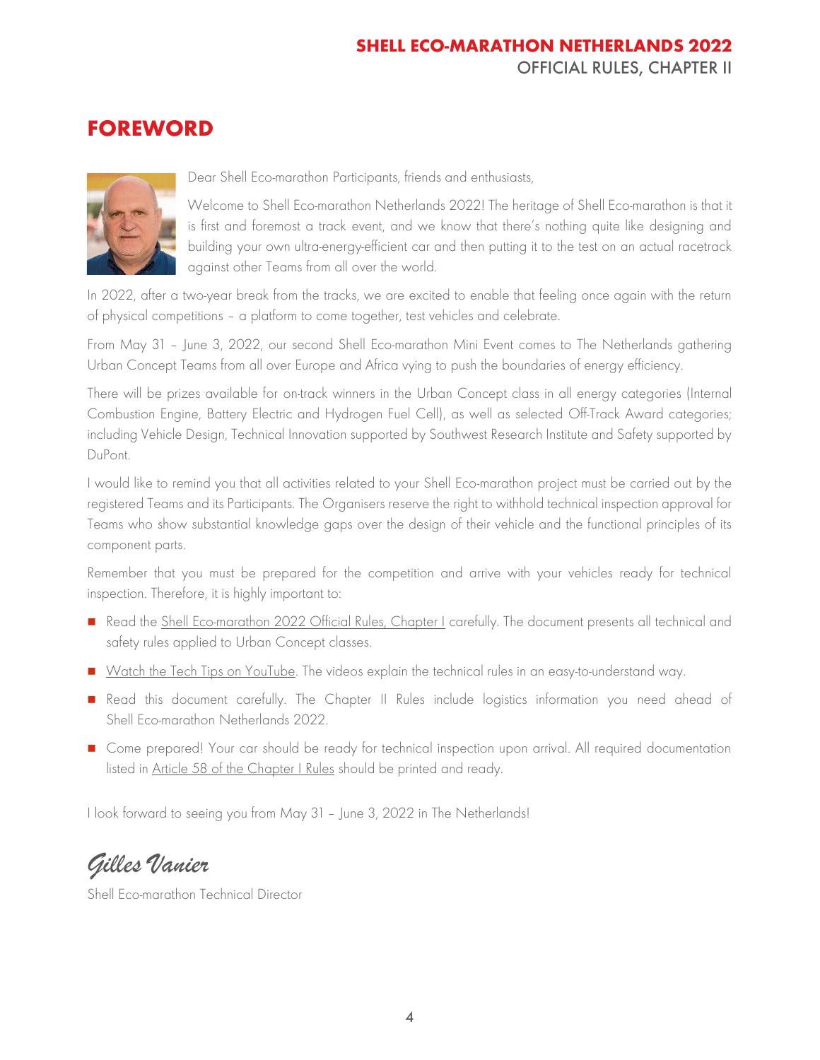# FOREWORD

Dear Shell Eco-marathon Participants, friends and enthusiasts,

Welcome to Shell Eco-marathon Netherlands 2022! The heritage of Shell Eco-marathon is that it is first and foremost a track event, and we know that there's nothing quite like designing and building your own ultra-energy-efficient car and then putting it to the test on an actual racetrack against other Teams from all over the world.

In 2022, after a two-year break from the tracks, we are excited to enable that feeling once again with the return of physical competitions – a platform to come together, test vehicles and celebrate.

From May 31 – June 3, 2022, our second Shell Eco-marathon Mini Event comes to The Netherlands gathering Urban Concept Teams from all over Europe and Africa vying to push the boundaries of energy efficiency.

There will be prizes available for on-track winners in the Urban Concept class in all energy categories (Internal Combustion Engine, Battery Electric and Hydrogen Fuel Cell), as well as selected Off-Track Award categories; including Vehicle Design, Technical Innovation supported by Southwest Research Institute and Safety supported by DuPont.

I would like to remind you that all activities related to your Shell Eco-marathon project must be carried out by the registered Teams and its Participants. The Organisers reserve the right to withhold technical inspection approval for Teams who show substantial knowledge gaps over the design of their vehicle and the functional principles of its component parts.

Remember that you must be prepared for the competition and arrive with your vehicles ready for technical inspection. Therefore, it is highly important to:

- Read the Shell Eco-marathon 2022 Official Rules, Chapter I carefully. The document presents all technical and safety rules applied to Urban Concept classes.
- Watch the Tech Tips on YouTube. The videos explain the technical rules in an easy-to-understand way.
- Read this document carefully. The Chapter II Rules include logistics information you need ahead of Shell Eco-marathon Netherlands 2022.
- Come prepared! Your car should be ready for technical inspection upon arrival. All required documentation listed in Article 58 of the Chapter I Rules should be printed and ready.

I look forward to seeing you from May 31 – June 3, 2022 in The Netherlands!

*Gilles Vanier*

Shell Eco-marathon Technical Director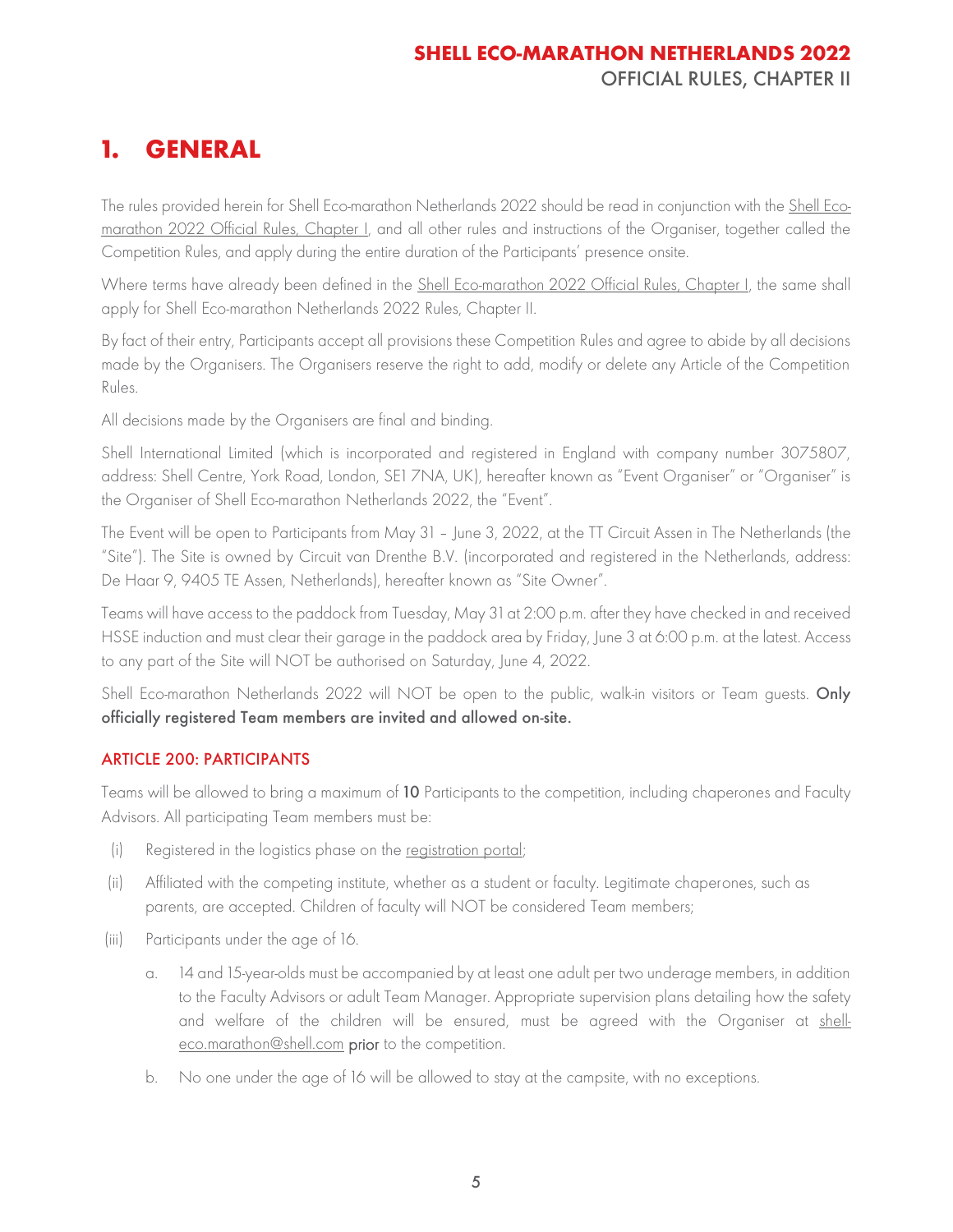# 1. GENERAL

The rules provided herein for Shell Eco-marathon Netherlands 2022 should be read in conjunction with the Shell Eco-marathon 2022 Official Rules, Chapter I, and all other rules and instructions of the Organiser, together called the Competition Rules, and apply during the entire duration of the Participants' presence onsite.

Where terms have already been defined in the Shell Eco-marathon 2022 Official Rules, Chapter I, the same shall apply for Shell Eco-marathon Netherlands 2022 Rules, Chapter II.

By fact of their entry, Participants accept all provisions these Competition Rules and agree to abide by all decisions made by the Organisers. The Organisers reserve the right to add, modify or delete any Article of the Competition Rules.

All decisions made by the Organisers are final and binding.

Shell International Limited (which is incorporated and registered in England with company number 3075807, address: Shell Centre, York Road, London, SE1 7NA, UK), hereafter known as "Event Organiser" or "Organiser" is the Organiser of Shell Eco-marathon Netherlands 2022, the "Event".

The Event will be open to Participants from May 31 – June 3, 2022, at the TT Circuit Assen in The Netherlands (the "Site"). The Site is owned by Circuit van Drenthe B.V. (incorporated and registered in the Netherlands, address: De Haar 9, 9405 TE Assen, Netherlands), hereafter known as "Site Owner".

Teams will have access to the paddock from Tuesday, May 31 at 2:00 p.m. after they have checked in and received HSSE induction and must clear their garage in the paddock area by Friday, June 3 at 6:00 p.m. at the latest. Access to any part of the Site will NOT be authorised on Saturday, June 4, 2022.

Shell Eco-marathon Netherlands 2022 will NOT be open to the public, walk-in visitors or Team guests. **Only officially registered Team members are invited and allowed on-site.**

### ARTICLE 200: PARTICIPANTS

Teams will be allowed to bring a maximum of **10** Participants to the competition, including chaperones and Faculty Advisors. All participating Team members must be:

(i) Registered in the logistics phase on the registration portal;

(ii) Affiliated with the competing institute, whether as a student or faculty. Legitimate chaperones, such as parents, are accepted. Children of faculty will NOT be considered Team members;

(iii) Participants under the age of 16.

   a. 14 and 15-year-olds must be accompanied by at least one adult per two underage members, in addition to the Faculty Advisors or adult Team Manager. Appropriate supervision plans detailing how the safety and welfare of the children will be ensured, must be agreed with the Organiser at shell-eco.marathon@shell.com prior to the competition.

   b. No one under the age of 16 will be allowed to stay at the campsite, with no exceptions.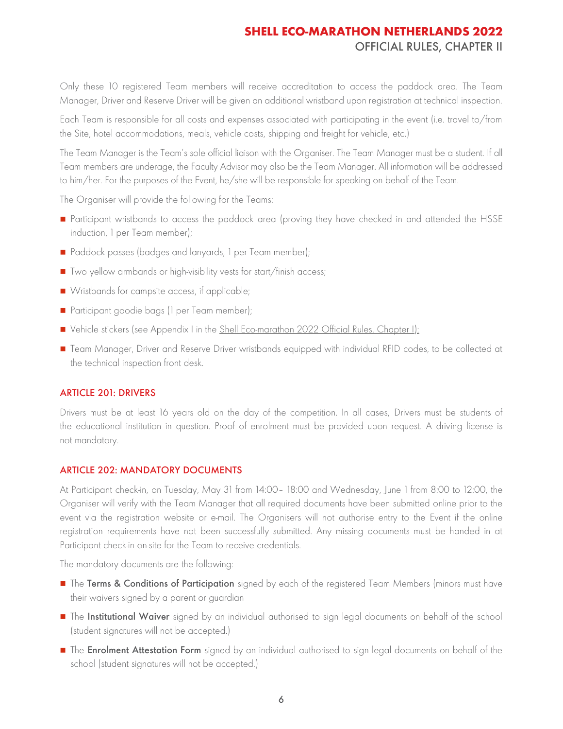Only these 10 registered Team members will receive accreditation to access the paddock area. The Team Manager, Driver and Reserve Driver will be given an additional wristband upon registration at technical inspection.

Each Team is responsible for all costs and expenses associated with participating in the event (i.e. travel to/from the Site, hotel accommodations, meals, vehicle costs, shipping and freight for vehicle, etc.)

The Team Manager is the Team's sole official liaison with the Organiser. The Team Manager must be a student. If all Team members are underage, the Faculty Advisor may also be the Team Manager. All information will be addressed to him/her. For the purposes of the Event, he/she will be responsible for speaking on behalf of the Team.

The Organiser will provide the following for the Teams:

- Participant wristbands to access the paddock area (proving they have checked in and attended the HSSE induction, 1 per Team member);
- Paddock passes (badges and lanyards, 1 per Team member);
- Two yellow armbands or high-visibility vests for start/finish access;
- Wristbands for campsite access, if applicable;
- Participant goodie bags (1 per Team member);
- Vehicle stickers (see Appendix I in the Shell Eco-marathon 2022 Official Rules, Chapter I);
- Team Manager, Driver and Reserve Driver wristbands equipped with individual RFID codes, to be collected at the technical inspection front desk.

## ARTICLE 201: DRIVERS

Drivers must be at least 16 years old on the day of the competition. In all cases, Drivers must be students of the educational institution in question. Proof of enrolment must be provided upon request. A driving license is not mandatory.

## ARTICLE 202: MANDATORY DOCUMENTS

At Participant check-in, on Tuesday, May 31 from 14:00– 18:00 and Wednesday, June 1 from 8:00 to 12:00, the Organiser will verify with the Team Manager that all required documents have been submitted online prior to the event via the registration website or e-mail. The Organisers will not authorise entry to the Event if the online registration requirements have not been successfully submitted. Any missing documents must be handed in at Participant check-in on-site for the Team to receive credentials.

The mandatory documents are the following:

- The **Terms & Conditions of Participation** signed by each of the registered Team Members (minors must have their waivers signed by a parent or guardian
- The **Institutional Waiver** signed by an individual authorised to sign legal documents on behalf of the school (student signatures will not be accepted.)
- The **Enrolment Attestation Form** signed by an individual authorised to sign legal documents on behalf of the school (student signatures will not be accepted.)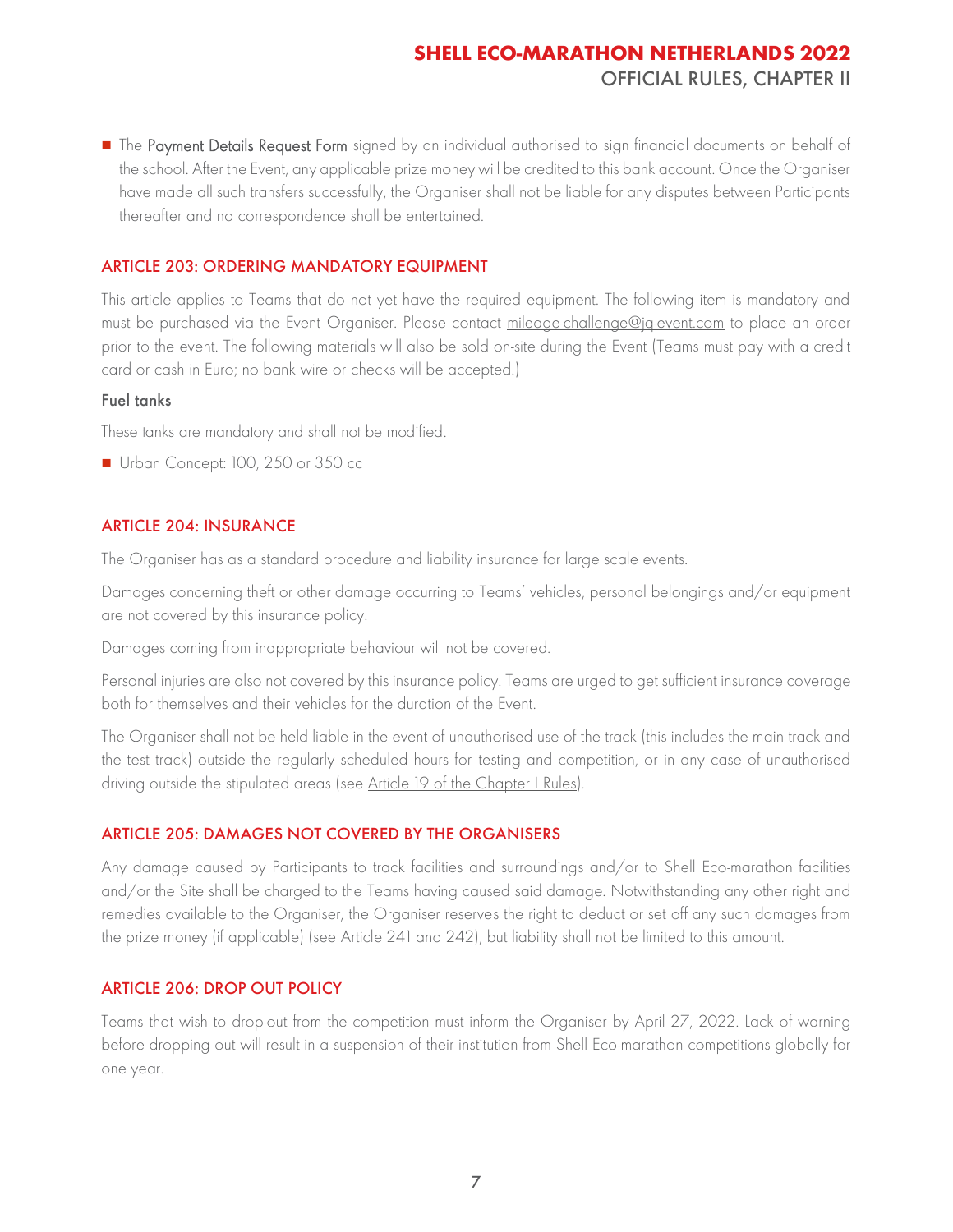- The **Payment Details Request Form** signed by an individual authorised to sign financial documents on behalf of the school. After the Event, any applicable prize money will be credited to this bank account. Once the Organiser have made all such transfers successfully, the Organiser shall not be liable for any disputes between Participants thereafter and no correspondence shall be entertained.

## ARTICLE 203: ORDERING MANDATORY EQUIPMENT

This article applies to Teams that do not yet have the required equipment. The following item is mandatory and must be purchased via the Event Organiser. Please contact mileage-challenge@jq-event.com to place an order prior to the event. The following materials will also be sold on-site during the Event (Teams must pay with a credit card or cash in Euro; no bank wire or checks will be accepted.)

### Fuel tanks

These tanks are mandatory and shall not be modified.

- Urban Concept: 100, 250 or 350 cc

## ARTICLE 204: INSURANCE

The Organiser has as a standard procedure and liability insurance for large scale events.

Damages concerning theft or other damage occurring to Teams' vehicles, personal belongings and/or equipment are not covered by this insurance policy.

Damages coming from inappropriate behaviour will not be covered.

Personal injuries are also not covered by this insurance policy. Teams are urged to get sufficient insurance coverage both for themselves and their vehicles for the duration of the Event.

The Organiser shall not be held liable in the event of unauthorised use of the track (this includes the main track and the test track) outside the regularly scheduled hours for testing and competition, or in any case of unauthorised driving outside the stipulated areas (see Article 19 of the Chapter I Rules).

## ARTICLE 205: DAMAGES NOT COVERED BY THE ORGANISERS

Any damage caused by Participants to track facilities and surroundings and/or to Shell Eco-marathon facilities and/or the Site shall be charged to the Teams having caused said damage. Notwithstanding any other right and remedies available to the Organiser, the Organiser reserves the right to deduct or set off any such damages from the prize money (if applicable) (see Article 241 and 242), but liability shall not be limited to this amount.

## ARTICLE 206: DROP OUT POLICY

Teams that wish to drop-out from the competition must inform the Organiser by April 27, 2022. Lack of warning before dropping out will result in a suspension of their institution from Shell Eco-marathon competitions globally for one year.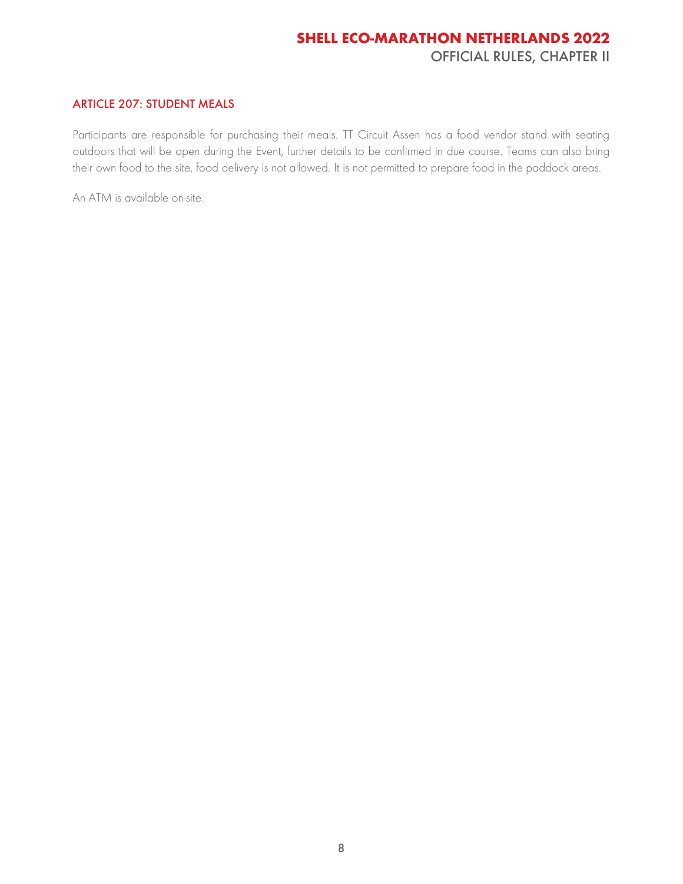## ARTICLE 207: STUDENT MEALS

Participants are responsible for purchasing their meals. TT Circuit Assen has a food vendor stand with seating outdoors that will be open during the Event, further details to be confirmed in due course. Teams can also bring their own food to the site, food delivery is not allowed. It is not permitted to prepare food in the paddock areas.

An ATM is available on-site.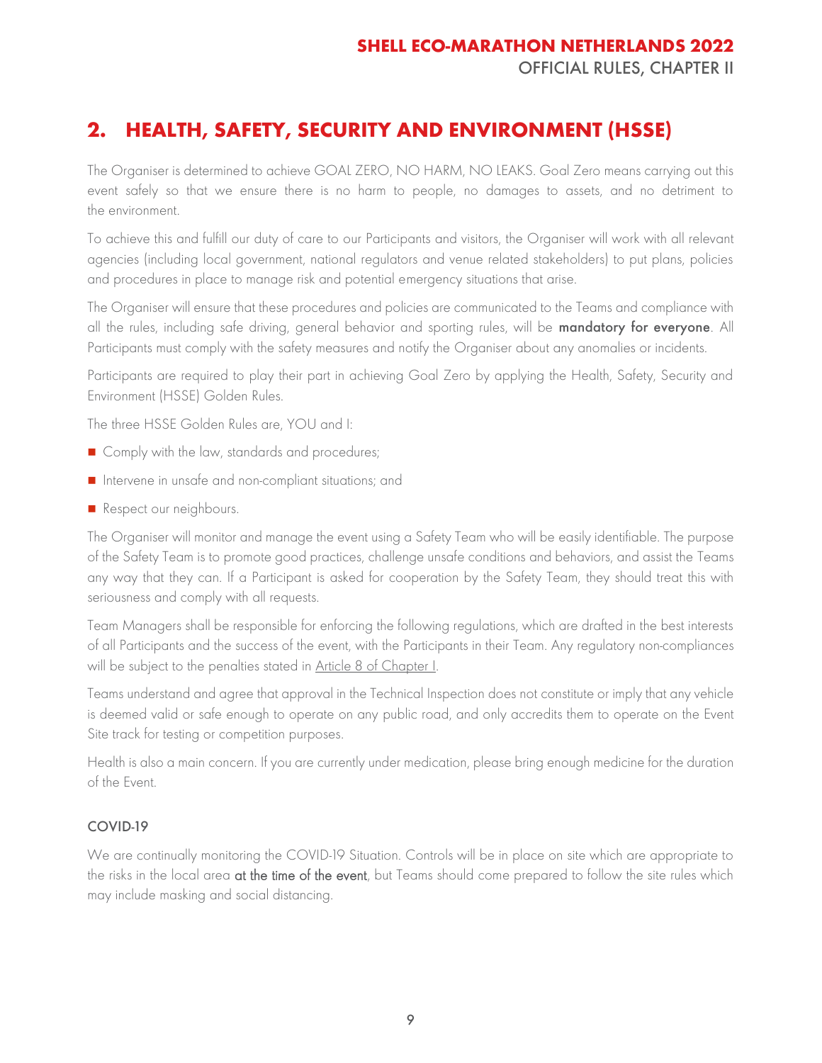## 2. HEALTH, SAFETY, SECURITY AND ENVIRONMENT (HSSE)

The Organiser is determined to achieve GOAL ZERO, NO HARM, NO LEAKS. Goal Zero means carrying out this event safely so that we ensure there is no harm to people, no damages to assets, and no detriment to the environment.

To achieve this and fulfill our duty of care to our Participants and visitors, the Organiser will work with all relevant agencies (including local government, national regulators and venue related stakeholders) to put plans, policies and procedures in place to manage risk and potential emergency situations that arise.

The Organiser will ensure that these procedures and policies are communicated to the Teams and compliance with all the rules, including safe driving, general behavior and sporting rules, will be **mandatory for everyone**. All Participants must comply with the safety measures and notify the Organiser about any anomalies or incidents.

Participants are required to play their part in achieving Goal Zero by applying the Health, Safety, Security and Environment (HSSE) Golden Rules.

The three HSSE Golden Rules are, YOU and I:

- Comply with the law, standards and procedures;
- Intervene in unsafe and non-compliant situations; and
- Respect our neighbours.

The Organiser will monitor and manage the event using a Safety Team who will be easily identifiable. The purpose of the Safety Team is to promote good practices, challenge unsafe conditions and behaviors, and assist the Teams any way that they can. If a Participant is asked for cooperation by the Safety Team, they should treat this with seriousness and comply with all requests.

Team Managers shall be responsible for enforcing the following regulations, which are drafted in the best interests of all Participants and the success of the event, with the Participants in their Team. Any regulatory non-compliances will be subject to the penalties stated in Article 8 of Chapter I.

Teams understand and agree that approval in the Technical Inspection does not constitute or imply that any vehicle is deemed valid or safe enough to operate on any public road, and only accredits them to operate on the Event Site track for testing or competition purposes.

Health is also a main concern. If you are currently under medication, please bring enough medicine for the duration of the Event.

### COVID-19

We are continually monitoring the COVID-19 Situation. Controls will be in place on site which are appropriate to the risks in the local area **at the time of the event**, but Teams should come prepared to follow the site rules which may include masking and social distancing.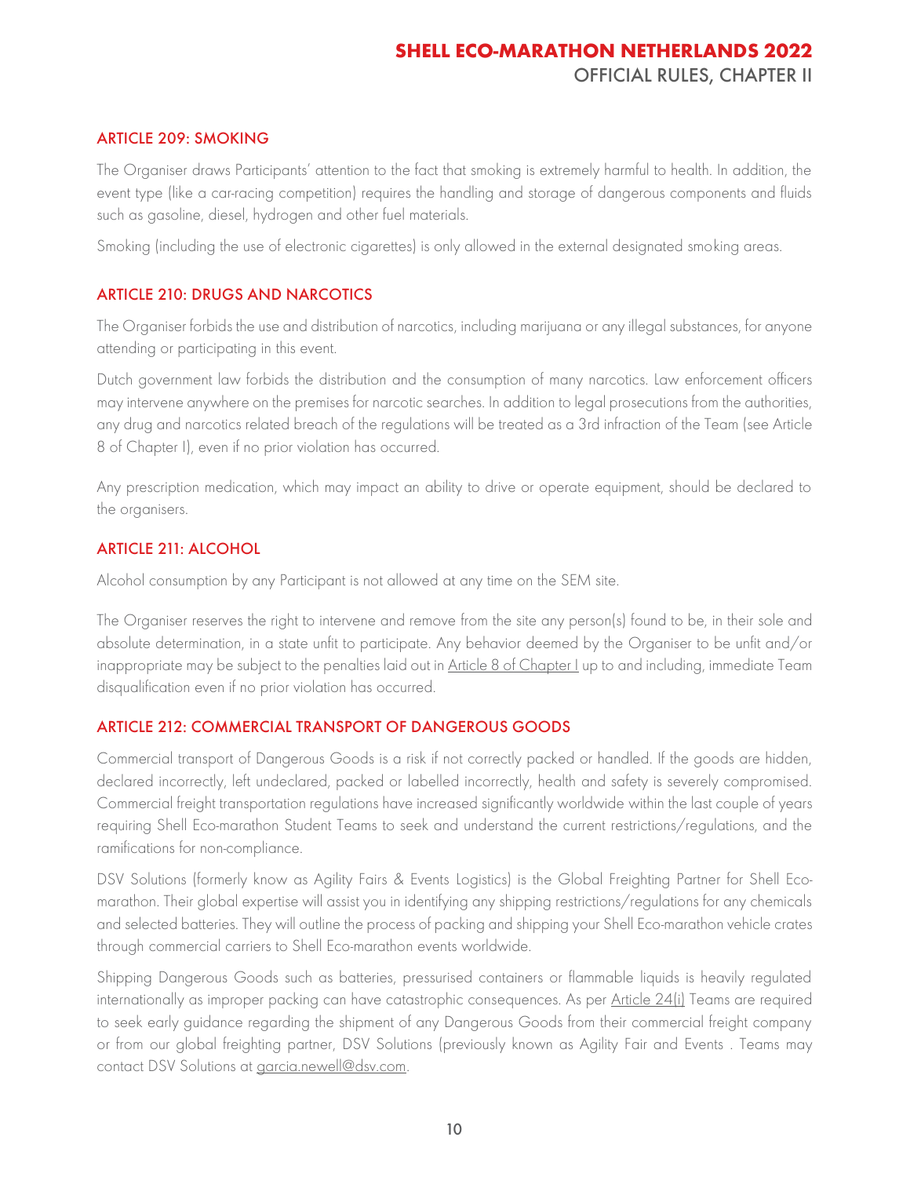## ARTICLE 209: SMOKING

The Organiser draws Participants' attention to the fact that smoking is extremely harmful to health. In addition, the event type (like a car-racing competition) requires the handling and storage of dangerous components and fluids such as gasoline, diesel, hydrogen and other fuel materials.

Smoking (including the use of electronic cigarettes) is only allowed in the external designated smoking areas.

## ARTICLE 210: DRUGS AND NARCOTICS

The Organiser forbids the use and distribution of narcotics, including marijuana or any illegal substances, for anyone attending or participating in this event.

Dutch government law forbids the distribution and the consumption of many narcotics. Law enforcement officers may intervene anywhere on the premises for narcotic searches. In addition to legal prosecutions from the authorities, any drug and narcotics related breach of the regulations will be treated as a 3rd infraction of the Team (see Article 8 of Chapter I), even if no prior violation has occurred.

Any prescription medication, which may impact an ability to drive or operate equipment, should be declared to the organisers.

## ARTICLE 211: ALCOHOL

Alcohol consumption by any Participant is not allowed at any time on the SEM site.

The Organiser reserves the right to intervene and remove from the site any person(s) found to be, in their sole and absolute determination, in a state unfit to participate. Any behavior deemed by the Organiser to be unfit and/or inappropriate may be subject to the penalties laid out in Article 8 of Chapter I up to and including, immediate Team disqualification even if no prior violation has occurred.

## ARTICLE 212: COMMERCIAL TRANSPORT OF DANGEROUS GOODS

Commercial transport of Dangerous Goods is a risk if not correctly packed or handled. If the goods are hidden, declared incorrectly, left undeclared, packed or labelled incorrectly, health and safety is severely compromised. Commercial freight transportation regulations have increased significantly worldwide within the last couple of years requiring Shell Eco-marathon Student Teams to seek and understand the current restrictions/regulations, and the ramifications for non-compliance.

DSV Solutions (formerly know as Agility Fairs & Events Logistics) is the Global Freighting Partner for Shell Eco-marathon. Their global expertise will assist you in identifying any shipping restrictions/regulations for any chemicals and selected batteries. They will outline the process of packing and shipping your Shell Eco-marathon vehicle crates through commercial carriers to Shell Eco-marathon events worldwide.

Shipping Dangerous Goods such as batteries, pressurised containers or flammable liquids is heavily regulated internationally as improper packing can have catastrophic consequences. As per Article 24(i) Teams are required to seek early guidance regarding the shipment of any Dangerous Goods from their commercial freight company or from our global freighting partner, DSV Solutions (previously known as Agility Fair and Events . Teams may contact DSV Solutions at garcia.newell@dsv.com.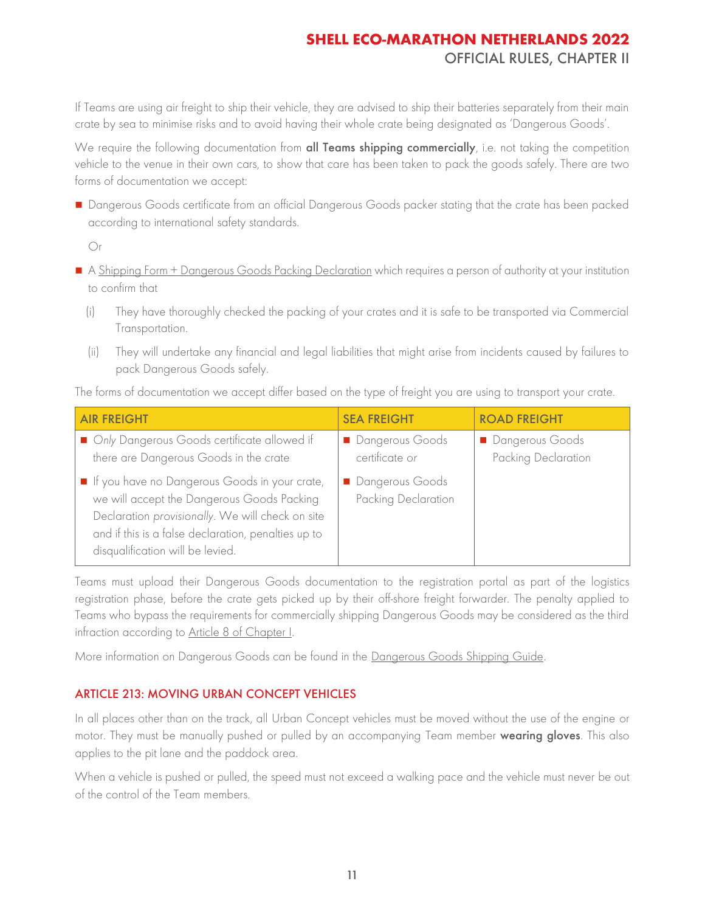If Teams are using air freight to ship their vehicle, they are advised to ship their batteries separately from their main crate by sea to minimise risks and to avoid having their whole crate being designated as 'Dangerous Goods'.

We require the following documentation from **all Teams shipping commercially**, i.e. not taking the competition vehicle to the venue in their own cars, to show that care has been taken to pack the goods safely. There are two forms of documentation we accept:

- Dangerous Goods certificate from an official Dangerous Goods packer stating that the crate has been packed according to international safety standards.

  Or

- A Shipping Form + Dangerous Goods Packing Declaration which requires a person of authority at your institution to confirm that
  - (i) They have thoroughly checked the packing of your crates and it is safe to be transported via Commercial Transportation.
  - (ii) They will undertake any financial and legal liabilities that might arise from incidents caused by failures to pack Dangerous Goods safely.

The forms of documentation we accept differ based on the type of freight you are using to transport your crate.

| AIR FREIGHT | SEA FREIGHT | ROAD FREIGHT |
|---|---|---|
| ▪ *Only* Dangerous Goods certificate allowed if there are Dangerous Goods in the crate<br>▪ If you have no Dangerous Goods in your crate, we will accept the Dangerous Goods Packing Declaration *provisionally*. We will check on site and if this is a false declaration, penalties up to disqualification will be levied. | ▪ Dangerous Goods certificate or<br>▪ Dangerous Goods Packing Declaration | ▪ Dangerous Goods Packing Declaration |

Teams must upload their Dangerous Goods documentation to the registration portal as part of the logistics registration phase, before the crate gets picked up by their off-shore freight forwarder. The penalty applied to Teams who bypass the requirements for commercially shipping Dangerous Goods may be considered as the third infraction according to Article 8 of Chapter I.

More information on Dangerous Goods can be found in the Dangerous Goods Shipping Guide.

### ARTICLE 213: MOVING URBAN CONCEPT VEHICLES

In all places other than on the track, all Urban Concept vehicles must be moved without the use of the engine or motor. They must be manually pushed or pulled by an accompanying Team member **wearing gloves**. This also applies to the pit lane and the paddock area.

When a vehicle is pushed or pulled, the speed must not exceed a walking pace and the vehicle must never be out of the control of the Team members.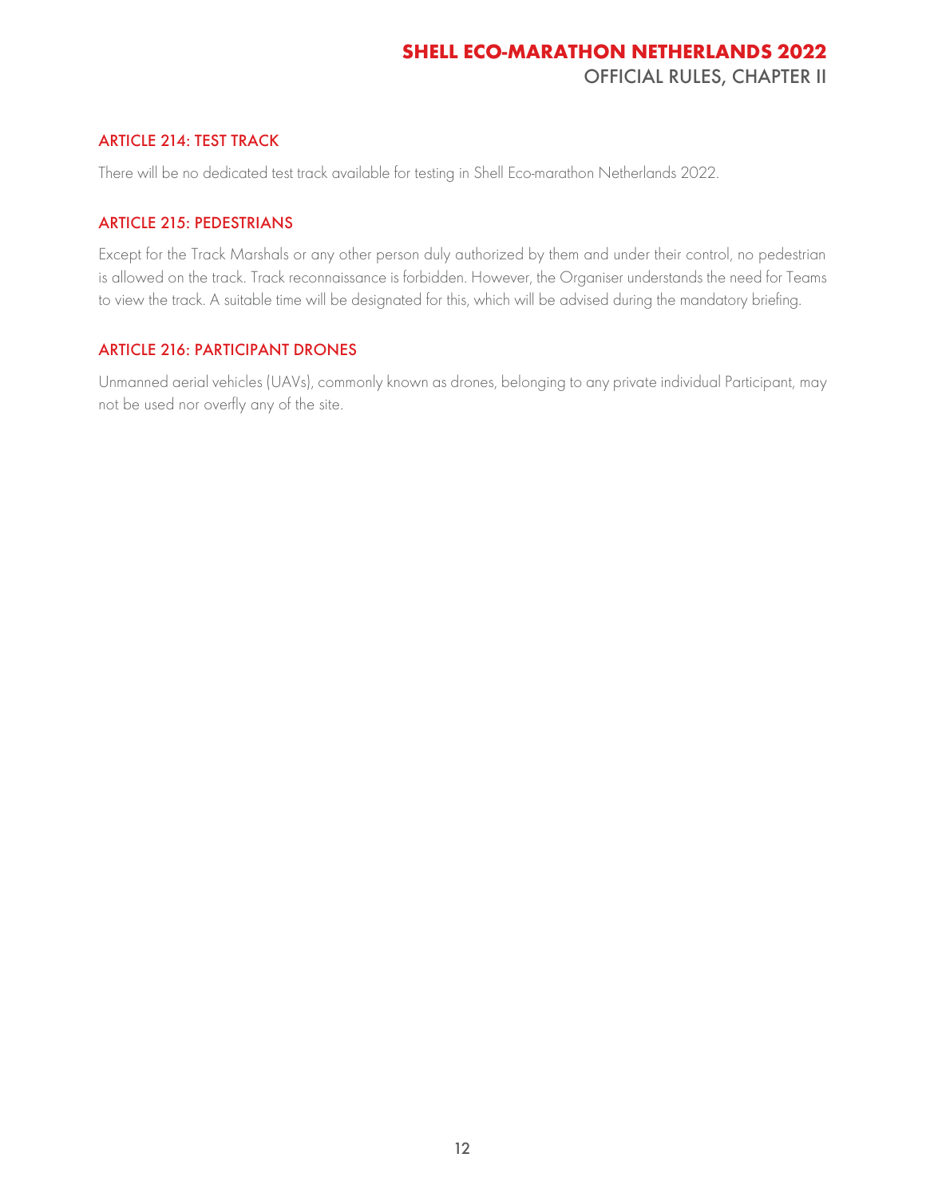## ARTICLE 214: TEST TRACK

There will be no dedicated test track available for testing in Shell Eco-marathon Netherlands 2022.

## ARTICLE 215: PEDESTRIANS

Except for the Track Marshals or any other person duly authorized by them and under their control, no pedestrian is allowed on the track. Track reconnaissance is forbidden. However, the Organiser understands the need for Teams to view the track. A suitable time will be designated for this, which will be advised during the mandatory briefing.

## ARTICLE 216: PARTICIPANT DRONES

Unmanned aerial vehicles (UAVs), commonly known as drones, belonging to any private individual Participant, may not be used nor overfly any of the site.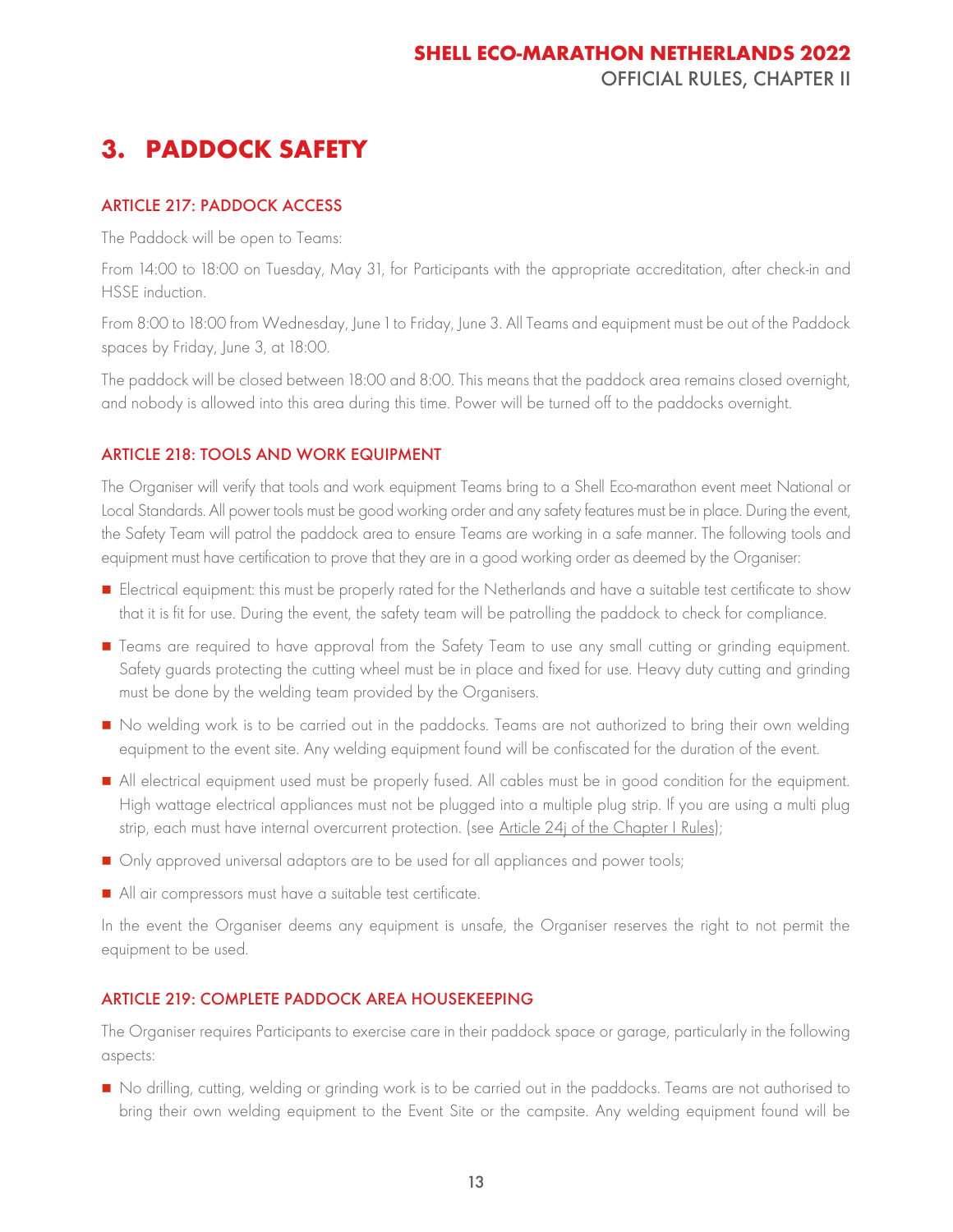# 3. PADDOCK SAFETY

## ARTICLE 217: PADDOCK ACCESS

The Paddock will be open to Teams:

From 14:00 to 18:00 on Tuesday, May 31, for Participants with the appropriate accreditation, after check-in and HSSE induction.

From 8:00 to 18:00 from Wednesday, June 1 to Friday, June 3. All Teams and equipment must be out of the Paddock spaces by Friday, June 3, at 18:00.

The paddock will be closed between 18:00 and 8:00. This means that the paddock area remains closed overnight, and nobody is allowed into this area during this time. Power will be turned off to the paddocks overnight.

## ARTICLE 218: TOOLS AND WORK EQUIPMENT

The Organiser will verify that tools and work equipment Teams bring to a Shell Eco-marathon event meet National or Local Standards. All power tools must be good working order and any safety features must be in place. During the event, the Safety Team will patrol the paddock area to ensure Teams are working in a safe manner. The following tools and equipment must have certification to prove that they are in a good working order as deemed by the Organiser:

- Electrical equipment: this must be properly rated for the Netherlands and have a suitable test certificate to show that it is fit for use. During the event, the safety team will be patrolling the paddock to check for compliance.
- Teams are required to have approval from the Safety Team to use any small cutting or grinding equipment. Safety guards protecting the cutting wheel must be in place and fixed for use. Heavy duty cutting and grinding must be done by the welding team provided by the Organisers.
- No welding work is to be carried out in the paddocks. Teams are not authorized to bring their own welding equipment to the event site. Any welding equipment found will be confiscated for the duration of the event.
- All electrical equipment used must be properly fused. All cables must be in good condition for the equipment. High wattage electrical appliances must not be plugged into a multiple plug strip. If you are using a multi plug strip, each must have internal overcurrent protection. (see Article 24j of the Chapter I Rules);
- Only approved universal adaptors are to be used for all appliances and power tools;
- All air compressors must have a suitable test certificate.

In the event the Organiser deems any equipment is unsafe, the Organiser reserves the right to not permit the equipment to be used.

## ARTICLE 219: COMPLETE PADDOCK AREA HOUSEKEEPING

The Organiser requires Participants to exercise care in their paddock space or garage, particularly in the following aspects:

- No drilling, cutting, welding or grinding work is to be carried out in the paddocks. Teams are not authorised to bring their own welding equipment to the Event Site or the campsite. Any welding equipment found will be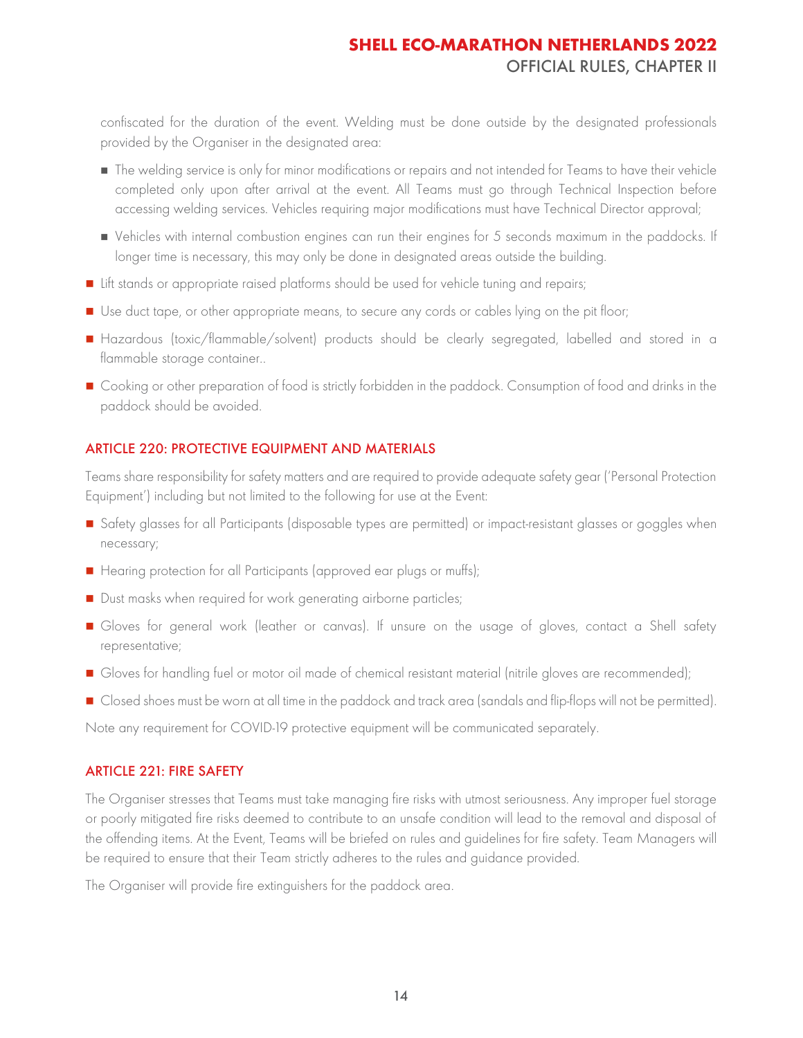confiscated for the duration of the event. Welding must be done outside by the designated professionals provided by the Organiser in the designated area:

  - The welding service is only for minor modifications or repairs and not intended for Teams to have their vehicle completed only upon after arrival at the event. All Teams must go through Technical Inspection before accessing welding services. Vehicles requiring major modifications must have Technical Director approval;
  - Vehicles with internal combustion engines can run their engines for 5 seconds maximum in the paddocks. If longer time is necessary, this may only be done in designated areas outside the building.

- Lift stands or appropriate raised platforms should be used for vehicle tuning and repairs;
- Use duct tape, or other appropriate means, to secure any cords or cables lying on the pit floor;
- Hazardous (toxic/flammable/solvent) products should be clearly segregated, labelled and stored in a flammable storage container..
- Cooking or other preparation of food is strictly forbidden in the paddock. Consumption of food and drinks in the paddock should be avoided.

## ARTICLE 220: PROTECTIVE EQUIPMENT AND MATERIALS

Teams share responsibility for safety matters and are required to provide adequate safety gear ('Personal Protection Equipment') including but not limited to the following for use at the Event:

- Safety glasses for all Participants (disposable types are permitted) or impact-resistant glasses or goggles when necessary;
- Hearing protection for all Participants (approved ear plugs or muffs);
- Dust masks when required for work generating airborne particles;
- Gloves for general work (leather or canvas). If unsure on the usage of gloves, contact a Shell safety representative;
- Gloves for handling fuel or motor oil made of chemical resistant material (nitrile gloves are recommended);
- Closed shoes must be worn at all time in the paddock and track area (sandals and flip-flops will not be permitted).

Note any requirement for COVID-19 protective equipment will be communicated separately.

## ARTICLE 221: FIRE SAFETY

The Organiser stresses that Teams must take managing fire risks with utmost seriousness. Any improper fuel storage or poorly mitigated fire risks deemed to contribute to an unsafe condition will lead to the removal and disposal of the offending items. At the Event, Teams will be briefed on rules and guidelines for fire safety. Team Managers will be required to ensure that their Team strictly adheres to the rules and guidance provided.

The Organiser will provide fire extinguishers for the paddock area.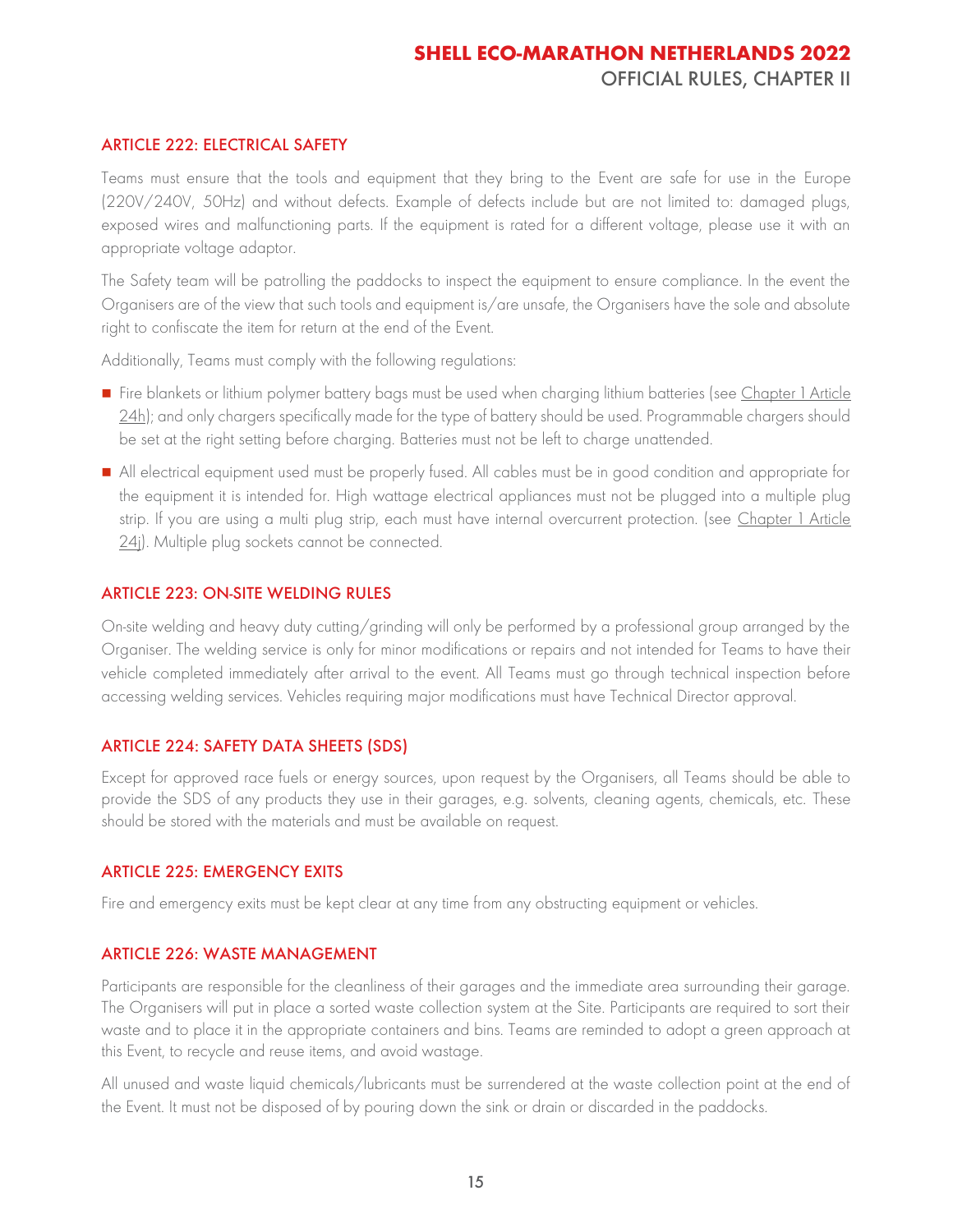## ARTICLE 222: ELECTRICAL SAFETY

Teams must ensure that the tools and equipment that they bring to the Event are safe for use in the Europe (220V/240V, 50Hz) and without defects. Example of defects include but are not limited to: damaged plugs, exposed wires and malfunctioning parts. If the equipment is rated for a different voltage, please use it with an appropriate voltage adaptor.

The Safety team will be patrolling the paddocks to inspect the equipment to ensure compliance. In the event the Organisers are of the view that such tools and equipment is/are unsafe, the Organisers have the sole and absolute right to confiscate the item for return at the end of the Event.

Additionally, Teams must comply with the following regulations:

- Fire blankets or lithium polymer battery bags must be used when charging lithium batteries (see Chapter 1 Article 24h); and only chargers specifically made for the type of battery should be used. Programmable chargers should be set at the right setting before charging. Batteries must not be left to charge unattended.
- All electrical equipment used must be properly fused. All cables must be in good condition and appropriate for the equipment it is intended for. High wattage electrical appliances must not be plugged into a multiple plug strip. If you are using a multi plug strip, each must have internal overcurrent protection. (see Chapter 1 Article 24j). Multiple plug sockets cannot be connected.

## ARTICLE 223: ON-SITE WELDING RULES

On-site welding and heavy duty cutting/grinding will only be performed by a professional group arranged by the Organiser. The welding service is only for minor modifications or repairs and not intended for Teams to have their vehicle completed immediately after arrival to the event. All Teams must go through technical inspection before accessing welding services. Vehicles requiring major modifications must have Technical Director approval.

## ARTICLE 224: SAFETY DATA SHEETS (SDS)

Except for approved race fuels or energy sources, upon request by the Organisers, all Teams should be able to provide the SDS of any products they use in their garages, e.g. solvents, cleaning agents, chemicals, etc. These should be stored with the materials and must be available on request.

## ARTICLE 225: EMERGENCY EXITS

Fire and emergency exits must be kept clear at any time from any obstructing equipment or vehicles.

## ARTICLE 226: WASTE MANAGEMENT

Participants are responsible for the cleanliness of their garages and the immediate area surrounding their garage. The Organisers will put in place a sorted waste collection system at the Site. Participants are required to sort their waste and to place it in the appropriate containers and bins. Teams are reminded to adopt a green approach at this Event, to recycle and reuse items, and avoid wastage.

All unused and waste liquid chemicals/lubricants must be surrendered at the waste collection point at the end of the Event. It must not be disposed of by pouring down the sink or drain or discarded in the paddocks.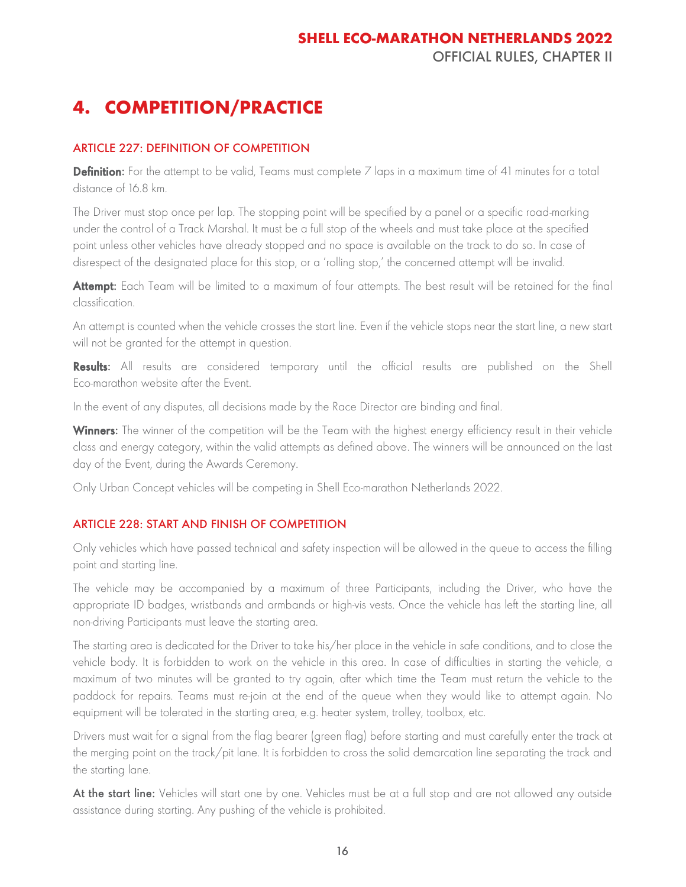# 4. COMPETITION/PRACTICE

## ARTICLE 227: DEFINITION OF COMPETITION

**Definition:** For the attempt to be valid, Teams must complete 7 laps in a maximum time of 41 minutes for a total distance of 16.8 km.

The Driver must stop once per lap. The stopping point will be specified by a panel or a specific road-marking under the control of a Track Marshal. It must be a full stop of the wheels and must take place at the specified point unless other vehicles have already stopped and no space is available on the track to do so. In case of disrespect of the designated place for this stop, or a 'rolling stop,' the concerned attempt will be invalid.

**Attempt:** Each Team will be limited to a maximum of four attempts. The best result will be retained for the final classification.

An attempt is counted when the vehicle crosses the start line. Even if the vehicle stops near the start line, a new start will not be granted for the attempt in question.

**Results:** All results are considered temporary until the official results are published on the Shell Eco-marathon website after the Event.

In the event of any disputes, all decisions made by the Race Director are binding and final.

**Winners:** The winner of the competition will be the Team with the highest energy efficiency result in their vehicle class and energy category, within the valid attempts as defined above. The winners will be announced on the last day of the Event, during the Awards Ceremony.

Only Urban Concept vehicles will be competing in Shell Eco-marathon Netherlands 2022.

## ARTICLE 228: START AND FINISH OF COMPETITION

Only vehicles which have passed technical and safety inspection will be allowed in the queue to access the filling point and starting line.

The vehicle may be accompanied by a maximum of three Participants, including the Driver, who have the appropriate ID badges, wristbands and armbands or high-vis vests. Once the vehicle has left the starting line, all non-driving Participants must leave the starting area.

The starting area is dedicated for the Driver to take his/her place in the vehicle in safe conditions, and to close the vehicle body. It is forbidden to work on the vehicle in this area. In case of difficulties in starting the vehicle, a maximum of two minutes will be granted to try again, after which time the Team must return the vehicle to the paddock for repairs. Teams must re-join at the end of the queue when they would like to attempt again. No equipment will be tolerated in the starting area, e.g. heater system, trolley, toolbox, etc.

Drivers must wait for a signal from the flag bearer (green flag) before starting and must carefully enter the track at the merging point on the track/pit lane. It is forbidden to cross the solid demarcation line separating the track and the starting lane.

**At the start line:** Vehicles will start one by one. Vehicles must be at a full stop and are not allowed any outside assistance during starting. Any pushing of the vehicle is prohibited.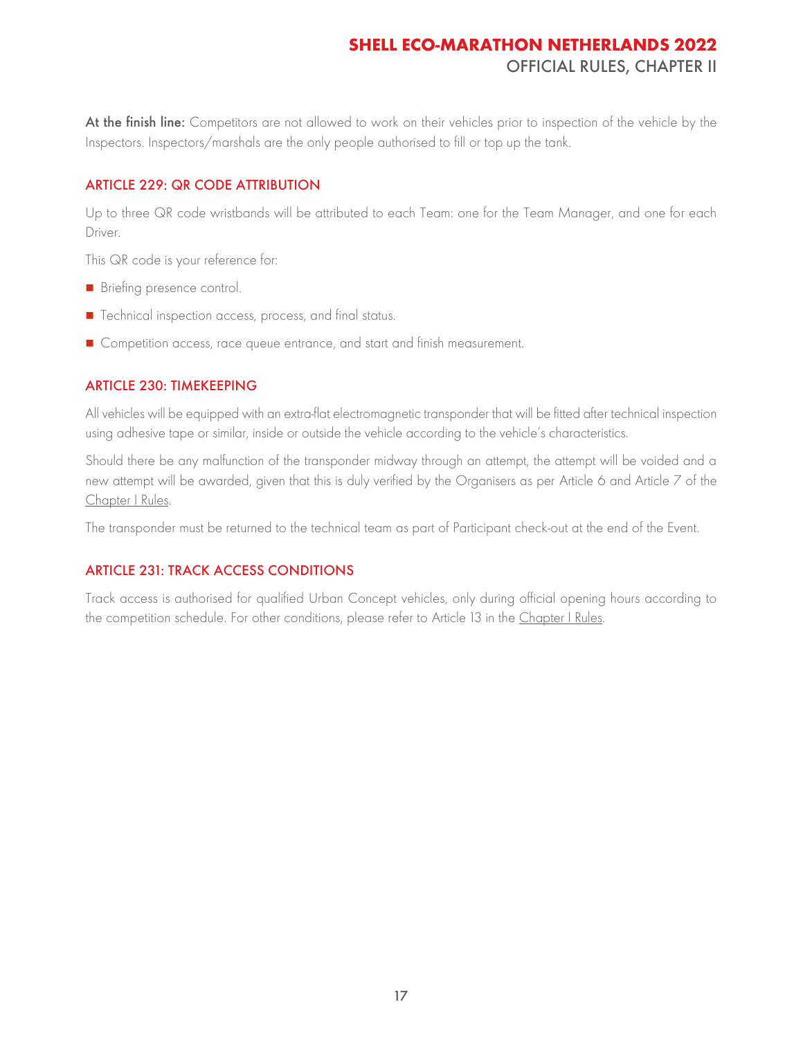**At the finish line:** Competitors are not allowed to work on their vehicles prior to inspection of the vehicle by the Inspectors. Inspectors/marshals are the only people authorised to fill or top up the tank.

## ARTICLE 229: QR CODE ATTRIBUTION

Up to three QR code wristbands will be attributed to each Team: one for the Team Manager, and one for each Driver.

This QR code is your reference for:

- Briefing presence control.
- Technical inspection access, process, and final status.
- Competition access, race queue entrance, and start and finish measurement.

## ARTICLE 230: TIMEKEEPING

All vehicles will be equipped with an extra-flat electromagnetic transponder that will be fitted after technical inspection using adhesive tape or similar, inside or outside the vehicle according to the vehicle's characteristics.

Should there be any malfunction of the transponder midway through an attempt, the attempt will be voided and a new attempt will be awarded, given that this is duly verified by the Organisers as per Article 6 and Article 7 of the Chapter I Rules.

The transponder must be returned to the technical team as part of Participant check-out at the end of the Event.

## ARTICLE 231: TRACK ACCESS CONDITIONS

Track access is authorised for qualified Urban Concept vehicles, only during official opening hours according to the competition schedule. For other conditions, please refer to Article 13 in the Chapter I Rules.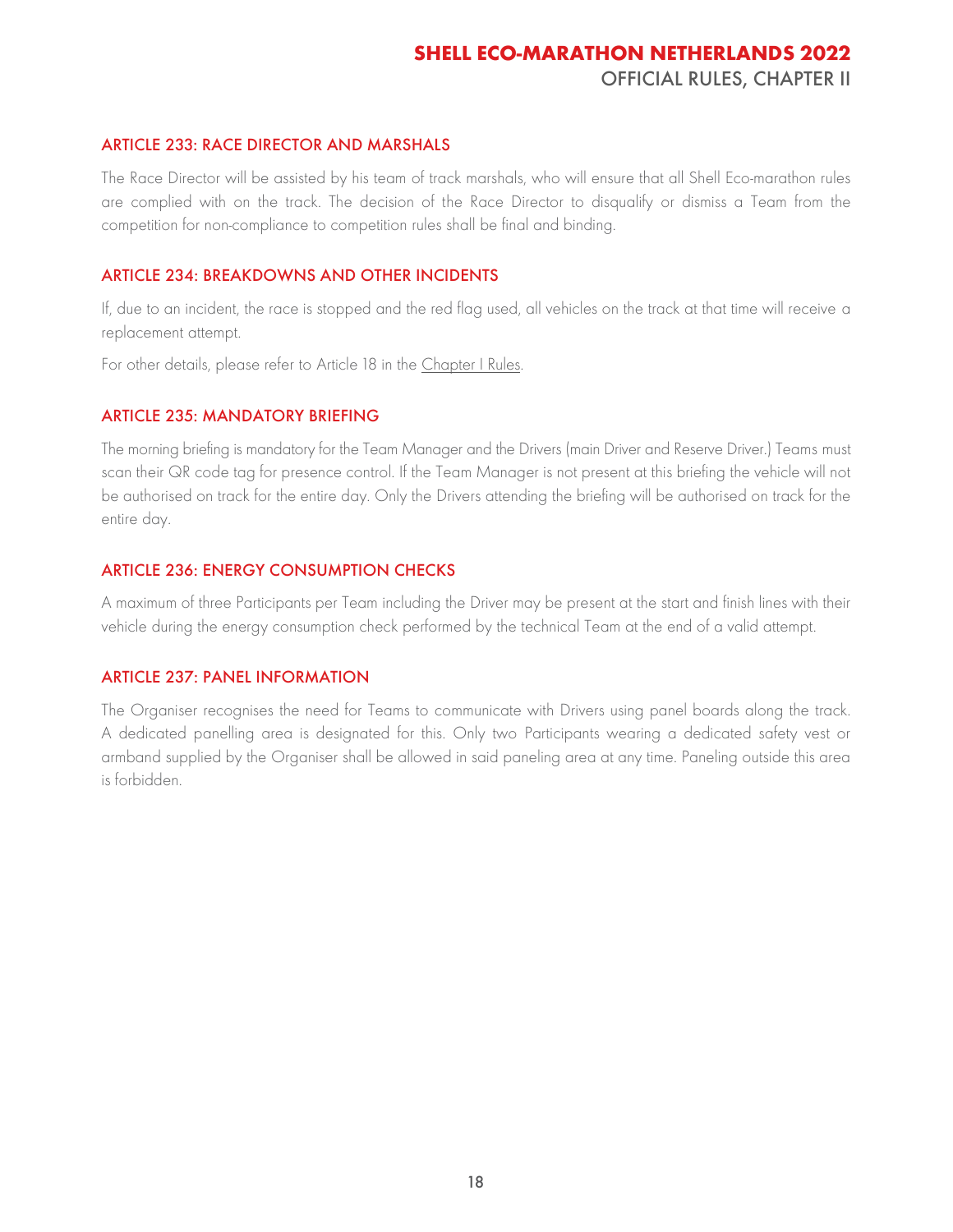## ARTICLE 233: RACE DIRECTOR AND MARSHALS

The Race Director will be assisted by his team of track marshals, who will ensure that all Shell Eco-marathon rules are complied with on the track. The decision of the Race Director to disqualify or dismiss a Team from the competition for non-compliance to competition rules shall be final and binding.

## ARTICLE 234: BREAKDOWNS AND OTHER INCIDENTS

If, due to an incident, the race is stopped and the red flag used, all vehicles on the track at that time will receive a replacement attempt.

For other details, please refer to Article 18 in the Chapter I Rules.

## ARTICLE 235: MANDATORY BRIEFING

The morning briefing is mandatory for the Team Manager and the Drivers (main Driver and Reserve Driver.) Teams must scan their QR code tag for presence control. If the Team Manager is not present at this briefing the vehicle will not be authorised on track for the entire day. Only the Drivers attending the briefing will be authorised on track for the entire day.

## ARTICLE 236: ENERGY CONSUMPTION CHECKS

A maximum of three Participants per Team including the Driver may be present at the start and finish lines with their vehicle during the energy consumption check performed by the technical Team at the end of a valid attempt.

## ARTICLE 237: PANEL INFORMATION

The Organiser recognises the need for Teams to communicate with Drivers using panel boards along the track. A dedicated panelling area is designated for this. Only two Participants wearing a dedicated safety vest or armband supplied by the Organiser shall be allowed in said paneling area at any time. Paneling outside this area is forbidden.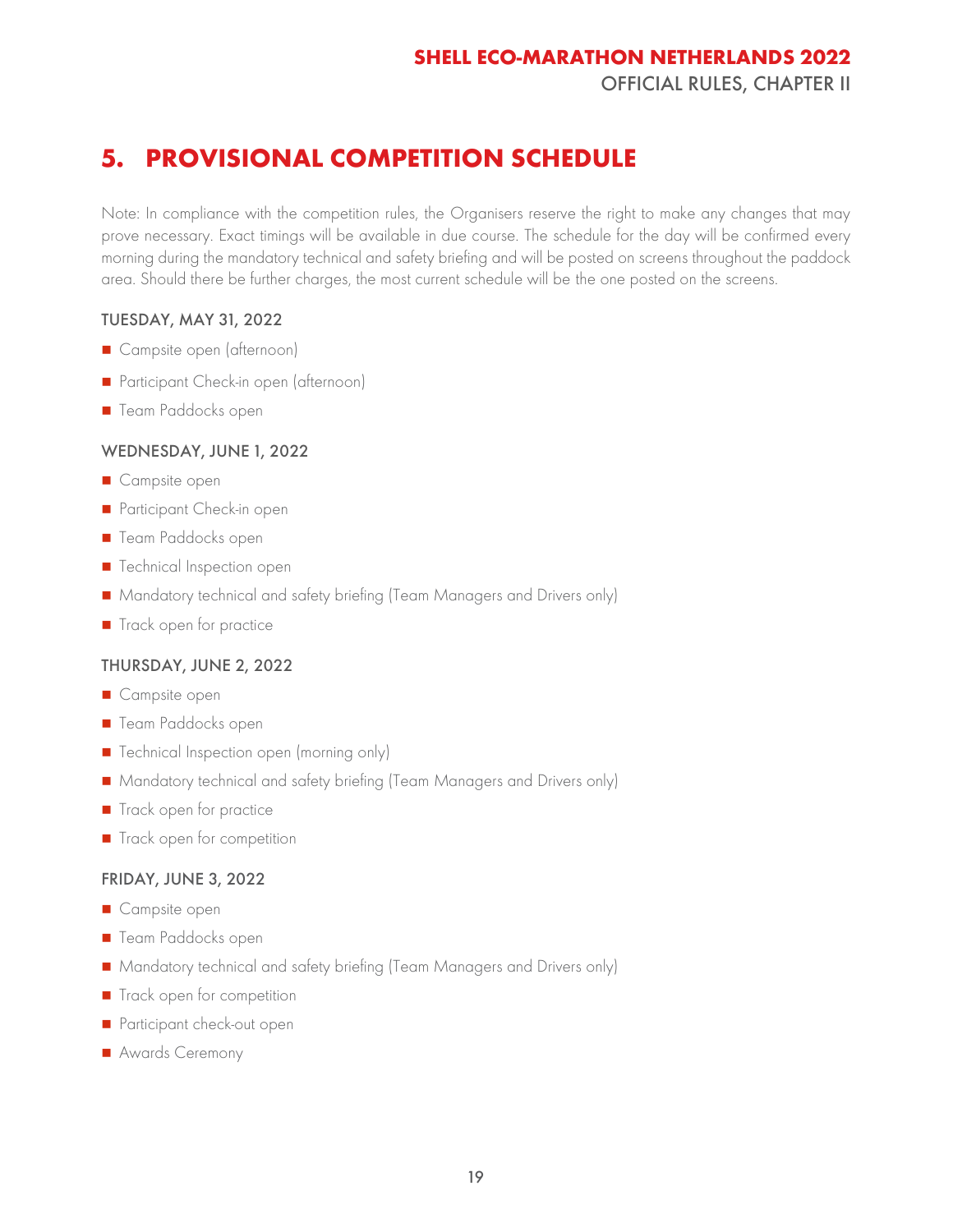# 5. PROVISIONAL COMPETITION SCHEDULE

Note: In compliance with the competition rules, the Organisers reserve the right to make any changes that may prove necessary. Exact timings will be available in due course. The schedule for the day will be confirmed every morning during the mandatory technical and safety briefing and will be posted on screens throughout the paddock area. Should there be further charges, the most current schedule will be the one posted on the screens.

### TUESDAY, MAY 31, 2022

- Campsite open (afternoon)
- Participant Check-in open (afternoon)
- Team Paddocks open

### WEDNESDAY, JUNE 1, 2022

- Campsite open
- Participant Check-in open
- Team Paddocks open
- Technical Inspection open
- Mandatory technical and safety briefing (Team Managers and Drivers only)
- Track open for practice

### THURSDAY, JUNE 2, 2022

- Campsite open
- Team Paddocks open
- Technical Inspection open (morning only)
- Mandatory technical and safety briefing (Team Managers and Drivers only)
- Track open for practice
- Track open for competition

### FRIDAY, JUNE 3, 2022

- Campsite open
- Team Paddocks open
- Mandatory technical and safety briefing (Team Managers and Drivers only)
- Track open for competition
- Participant check-out open
- Awards Ceremony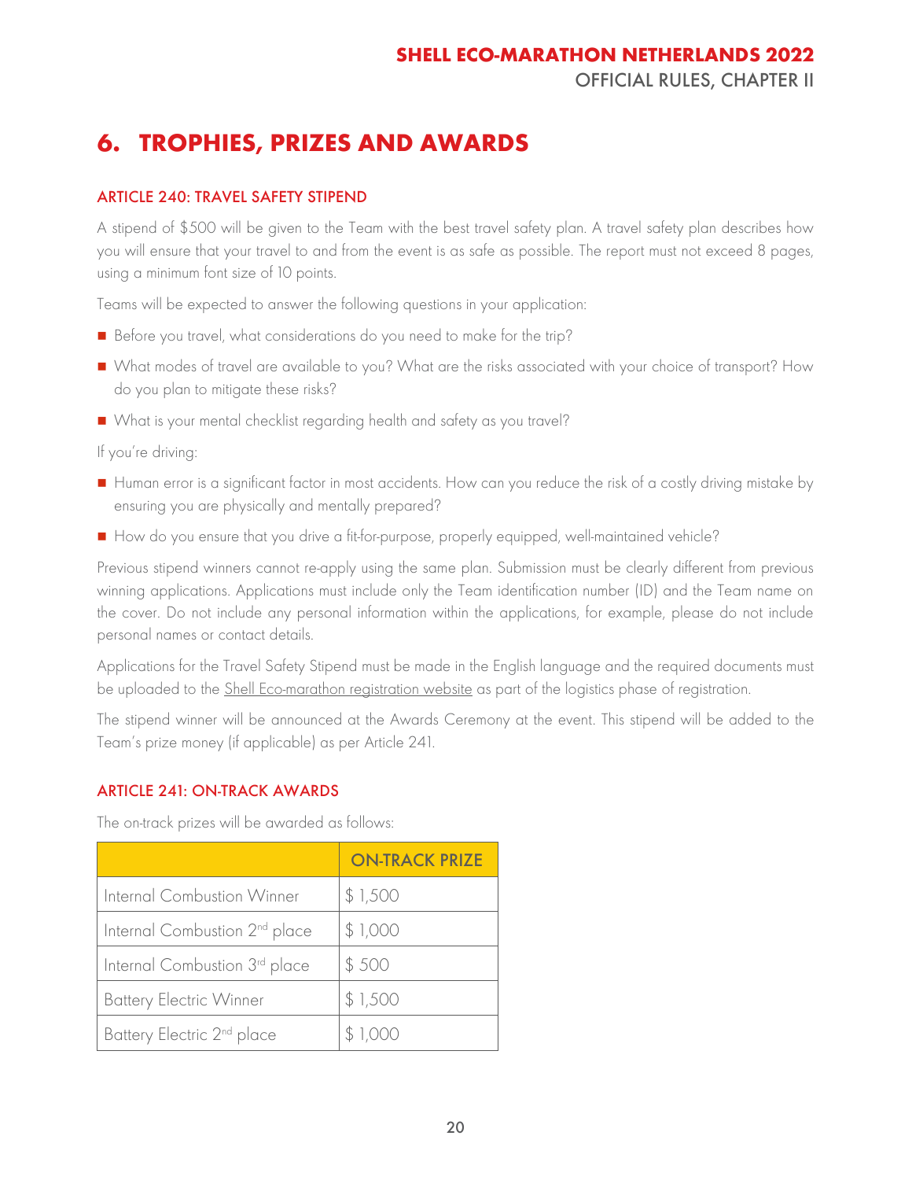# 6. TROPHIES, PRIZES AND AWARDS

## ARTICLE 240: TRAVEL SAFETY STIPEND

A stipend of $500 will be given to the Team with the best travel safety plan. A travel safety plan describes how you will ensure that your travel to and from the event is as safe as possible. The report must not exceed 8 pages, using a minimum font size of 10 points.

Teams will be expected to answer the following questions in your application:

- Before you travel, what considerations do you need to make for the trip?
- What modes of travel are available to you? What are the risks associated with your choice of transport? How do you plan to mitigate these risks?
- What is your mental checklist regarding health and safety as you travel?

If you're driving:

- Human error is a significant factor in most accidents. How can you reduce the risk of a costly driving mistake by ensuring you are physically and mentally prepared?
- How do you ensure that you drive a fit-for-purpose, properly equipped, well-maintained vehicle?

Previous stipend winners cannot re-apply using the same plan. Submission must be clearly different from previous winning applications. Applications must include only the Team identification number (ID) and the Team name on the cover. Do not include any personal information within the applications, for example, please do not include personal names or contact details.

Applications for the Travel Safety Stipend must be made in the English language and the required documents must be uploaded to the Shell Eco-marathon registration website as part of the logistics phase of registration.

The stipend winner will be announced at the Awards Ceremony at the event. This stipend will be added to the Team's prize money (if applicable) as per Article 241.

## ARTICLE 241: ON-TRACK AWARDS

The on-track prizes will be awarded as follows:

| | ON-TRACK PRIZE |
|---|---|
| Internal Combustion Winner | $ 1,500 |
| Internal Combustion 2nd place | $ 1,000 |
| Internal Combustion 3rd place | $ 500 |
| Battery Electric Winner | $ 1,500 |
| Battery Electric 2nd place | $ 1,000 |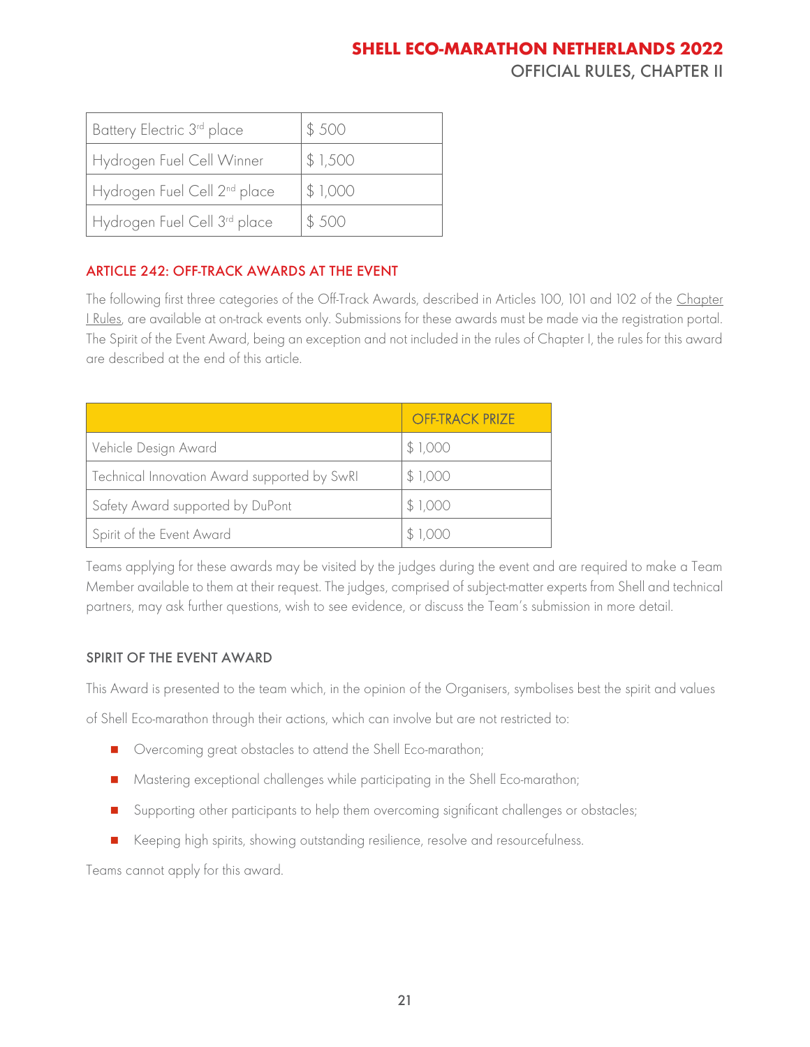| | |
|---|---|
| Battery Electric 3rd place | $ 500 |
| Hydrogen Fuel Cell Winner | $ 1,500 |
| Hydrogen Fuel Cell 2nd place | $ 1,000 |
| Hydrogen Fuel Cell 3rd place | $ 500 |

## ARTICLE 242: OFF-TRACK AWARDS AT THE EVENT

The following first three categories of the Off-Track Awards, described in Articles 100, 101 and 102 of the Chapter I Rules, are available at on-track events only. Submissions for these awards must be made via the registration portal. The Spirit of the Event Award, being an exception and not included in the rules of Chapter I, the rules for this award are described at the end of this article.

| | OFF-TRACK PRIZE |
|---|---|
| Vehicle Design Award | $ 1,000 |
| Technical Innovation Award supported by SwRI | $ 1,000 |
| Safety Award supported by DuPont | $ 1,000 |
| Spirit of the Event Award | $ 1,000 |

Teams applying for these awards may be visited by the judges during the event and are required to make a Team Member available to them at their request. The judges, comprised of subject-matter experts from Shell and technical partners, may ask further questions, wish to see evidence, or discuss the Team's submission in more detail.

### SPIRIT OF THE EVENT AWARD

This Award is presented to the team which, in the opinion of the Organisers, symbolises best the spirit and values of Shell Eco-marathon through their actions, which can involve but are not restricted to:

- Overcoming great obstacles to attend the Shell Eco-marathon;
- Mastering exceptional challenges while participating in the Shell Eco-marathon;
- Supporting other participants to help them overcoming significant challenges or obstacles;
- Keeping high spirits, showing outstanding resilience, resolve and resourcefulness.

Teams cannot apply for this award.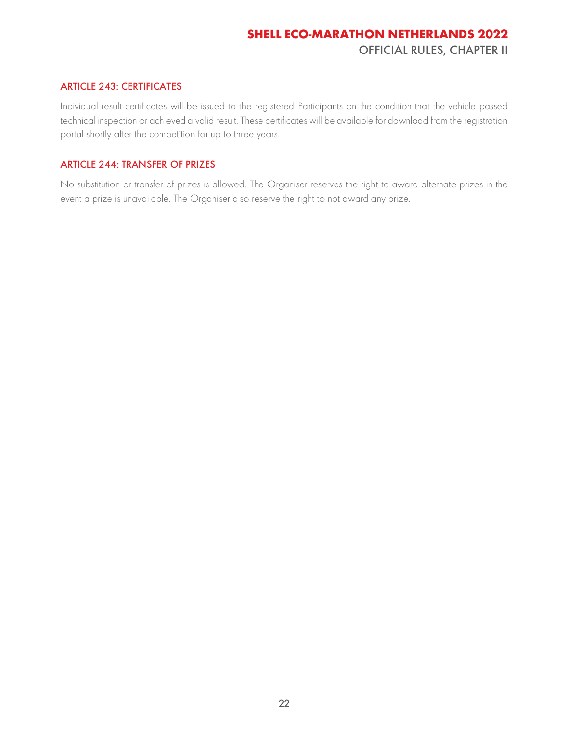### ARTICLE 243: CERTIFICATES

Individual result certificates will be issued to the registered Participants on the condition that the vehicle passed technical inspection or achieved a valid result. These certificates will be available for download from the registration portal shortly after the competition for up to three years.

### ARTICLE 244: TRANSFER OF PRIZES

No substitution or transfer of prizes is allowed. The Organiser reserves the right to award alternate prizes in the event a prize is unavailable. The Organiser also reserve the right to not award any prize.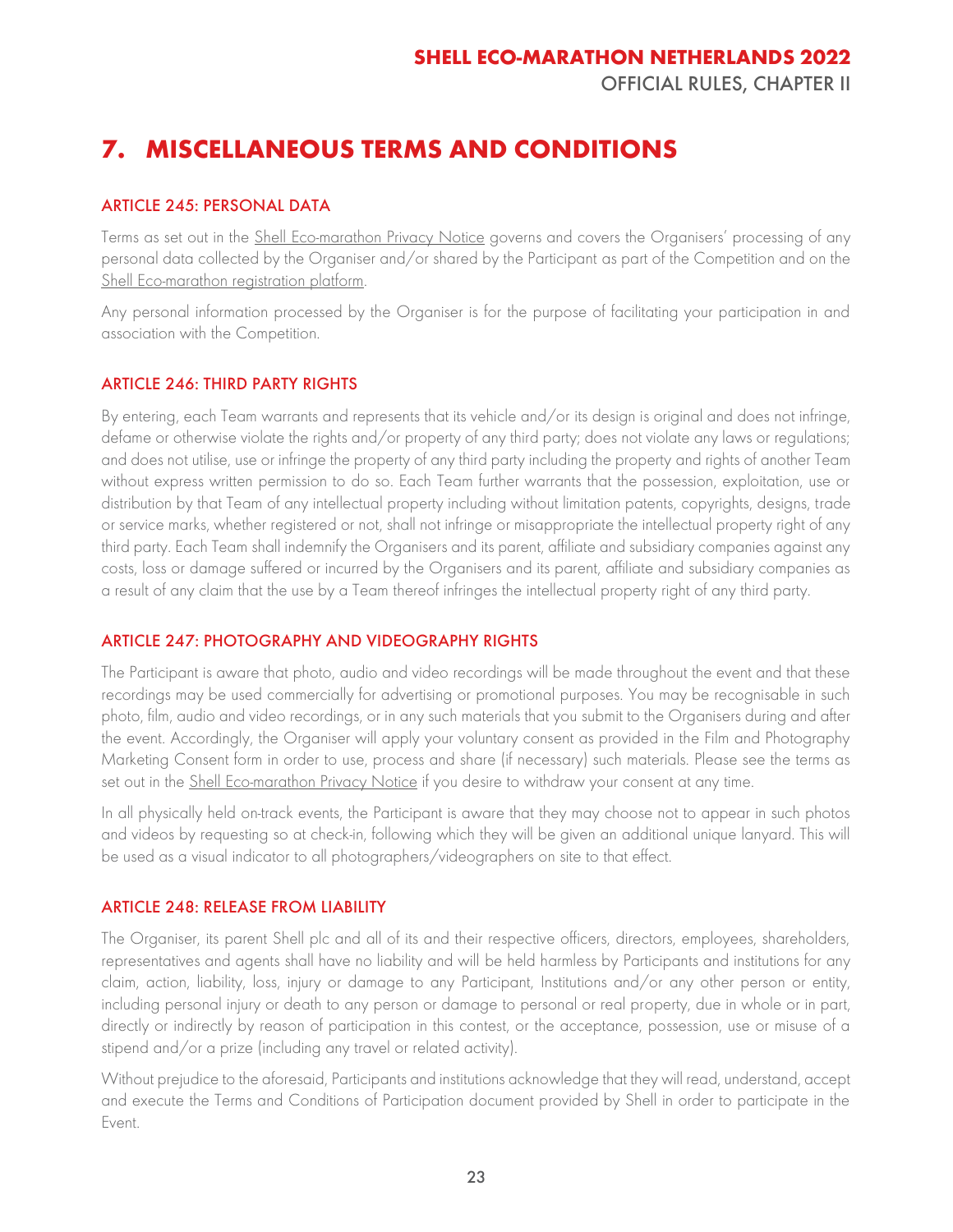# 7. MISCELLANEOUS TERMS AND CONDITIONS

## ARTICLE 245: PERSONAL DATA

Terms as set out in the Shell Eco-marathon Privacy Notice governs and covers the Organisers' processing of any personal data collected by the Organiser and/or shared by the Participant as part of the Competition and on the Shell Eco-marathon registration platform.

Any personal information processed by the Organiser is for the purpose of facilitating your participation in and association with the Competition.

## ARTICLE 246: THIRD PARTY RIGHTS

By entering, each Team warrants and represents that its vehicle and/or its design is original and does not infringe, defame or otherwise violate the rights and/or property of any third party; does not violate any laws or regulations; and does not utilise, use or infringe the property of any third party including the property and rights of another Team without express written permission to do so. Each Team further warrants that the possession, exploitation, use or distribution by that Team of any intellectual property including without limitation patents, copyrights, designs, trade or service marks, whether registered or not, shall not infringe or misappropriate the intellectual property right of any third party. Each Team shall indemnify the Organisers and its parent, affiliate and subsidiary companies against any costs, loss or damage suffered or incurred by the Organisers and its parent, affiliate and subsidiary companies as a result of any claim that the use by a Team thereof infringes the intellectual property right of any third party.

## ARTICLE 247: PHOTOGRAPHY AND VIDEOGRAPHY RIGHTS

The Participant is aware that photo, audio and video recordings will be made throughout the event and that these recordings may be used commercially for advertising or promotional purposes. You may be recognisable in such photo, film, audio and video recordings, or in any such materials that you submit to the Organisers during and after the event. Accordingly, the Organiser will apply your voluntary consent as provided in the Film and Photography Marketing Consent form in order to use, process and share (if necessary) such materials. Please see the terms as set out in the Shell Eco-marathon Privacy Notice if you desire to withdraw your consent at any time.

In all physically held on-track events, the Participant is aware that they may choose not to appear in such photos and videos by requesting so at check-in, following which they will be given an additional unique lanyard. This will be used as a visual indicator to all photographers/videographers on site to that effect.

## ARTICLE 248: RELEASE FROM LIABILITY

The Organiser, its parent Shell plc and all of its and their respective officers, directors, employees, shareholders, representatives and agents shall have no liability and will be held harmless by Participants and institutions for any claim, action, liability, loss, injury or damage to any Participant, Institutions and/or any other person or entity, including personal injury or death to any person or damage to personal or real property, due in whole or in part, directly or indirectly by reason of participation in this contest, or the acceptance, possession, use or misuse of a stipend and/or a prize (including any travel or related activity).

Without prejudice to the aforesaid, Participants and institutions acknowledge that they will read, understand, accept and execute the Terms and Conditions of Participation document provided by Shell in order to participate in the Event.